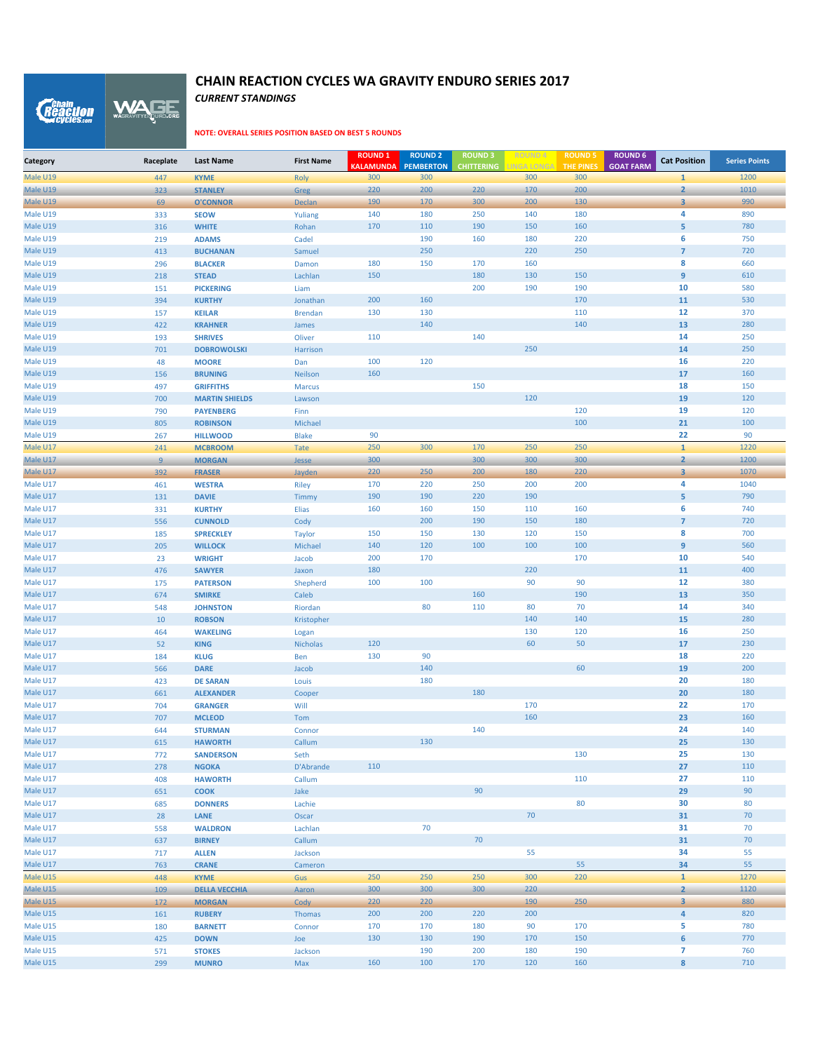# CHAIN REACTION CYCLES WA GRAVITY ENDURO SERIES 2017

***CURRENT STANDINGS***

**NOTE: OVERALL SERIES POSITION BASED ON BEST 5 ROUNDS**

| Category | Raceplate | Last Name | First Name | ROUND 1 KALAMUNDA | ROUND 2 PEMBERTON | ROUND 3 CHITTERING | ROUND 4 LINGA LONGA | ROUND 5 THE PINES | ROUND 6 GOAT FARM | Cat Position | Series Points |
|---|---|---|---|---|---|---|---|---|---|---|---|
| Male U19 | 447 | KYME | Roly | 300 | 300 | | 300 | 300 | | 1 | 1200 |
| Male U19 | 323 | STANLEY | Greg | 220 | 200 | 220 | 170 | 200 | | 2 | 1010 |
| Male U19 | 69 | O'CONNOR | Declan | 190 | 170 | 300 | 200 | 130 | | 3 | 990 |
| Male U19 | 333 | SEOW | Yuliang | 140 | 180 | 250 | 140 | 180 | | 4 | 890 |
| Male U19 | 316 | WHITE | Rohan | 170 | 110 | 190 | 150 | 160 | | 5 | 780 |
| Male U19 | 219 | ADAMS | Cadel | | 190 | 160 | 180 | 220 | | 6 | 750 |
| Male U19 | 413 | BUCHANAN | Samuel | | 250 | | 220 | 250 | | 7 | 720 |
| Male U19 | 296 | BLACKER | Damon | 180 | 150 | 170 | 160 | | | 8 | 660 |
| Male U19 | 218 | STEAD | Lachlan | 150 | | 180 | 130 | 150 | | 9 | 610 |
| Male U19 | 151 | PICKERING | Liam | | | 200 | 190 | 190 | | 10 | 580 |
| Male U19 | 394 | KURTHY | Jonathan | 200 | 160 | | | 170 | | 11 | 530 |
| Male U19 | 157 | KEILAR | Brendan | 130 | 130 | | | 110 | | 12 | 370 |
| Male U19 | 422 | KRAHNER | James | | 140 | | | 140 | | 13 | 280 |
| Male U19 | 193 | SHRIVES | Oliver | 110 | | 140 | | | | 14 | 250 |
| Male U19 | 701 | DOBROWOLSKI | Harrison | | | | 250 | | | 14 | 250 |
| Male U19 | 48 | MOORE | Dan | 100 | 120 | | | | | 16 | 220 |
| Male U19 | 156 | BRUNING | Neilson | 160 | | | | | | 17 | 160 |
| Male U19 | 497 | GRIFFITHS | Marcus | | | 150 | | | | 18 | 150 |
| Male U19 | 700 | MARTIN SHIELDS | Lawson | | | | 120 | | | 19 | 120 |
| Male U19 | 790 | PAYENBERG | Finn | | | | | 120 | | 19 | 120 |
| Male U19 | 805 | ROBINSON | Michael | | | | | 100 | | 21 | 100 |
| Male U19 | 267 | HILLWOOD | Blake | 90 | | | | | | 22 | 90 |
| Male U17 | 241 | MCBROOM | Tate | 250 | 300 | 170 | 250 | 250 | | 1 | 1220 |
| Male U17 | 9 | MORGAN | Jesse | 300 | | 300 | 300 | 300 | | 2 | 1200 |
| Male U17 | 392 | FRASER | Jayden | 220 | 250 | 200 | 180 | 220 | | 3 | 1070 |
| Male U17 | 461 | WESTRA | Riley | 170 | 220 | 250 | 200 | 200 | | 4 | 1040 |
| Male U17 | 131 | DAVIE | Timmy | 190 | 190 | 220 | 190 | | | 5 | 790 |
| Male U17 | 331 | KURTHY | Elias | 160 | 160 | 150 | 110 | 160 | | 6 | 740 |
| Male U17 | 556 | CUNNOLD | Cody | | 200 | 190 | 150 | 180 | | 7 | 720 |
| Male U17 | 185 | SPRECKLEY | Taylor | 150 | 150 | 130 | 120 | 150 | | 8 | 700 |
| Male U17 | 205 | WILLOCK | Michael | 140 | 120 | 100 | 100 | 100 | | 9 | 560 |
| Male U17 | 23 | WRIGHT | Jacob | 200 | 170 | | | 170 | | 10 | 540 |
| Male U17 | 476 | SAWYER | Jaxon | 180 | | | 220 | | | 11 | 400 |
| Male U17 | 175 | PATERSON | Shepherd | 100 | 100 | | 90 | 90 | | 12 | 380 |
| Male U17 | 674 | SMIRKE | Caleb | | | 160 | | 190 | | 13 | 350 |
| Male U17 | 548 | JOHNSTON | Riordan | | 80 | 110 | 80 | 70 | | 14 | 340 |
| Male U17 | 10 | ROBSON | Kristopher | | | | 140 | 140 | | 15 | 280 |
| Male U17 | 464 | WAKELING | Logan | | | | 130 | 120 | | 16 | 250 |
| Male U17 | 52 | KING | Nicholas | 120 | | | 60 | 50 | | 17 | 230 |
| Male U17 | 184 | KLUG | Ben | 130 | 90 | | | | | 18 | 220 |
| Male U17 | 566 | DARE | Jacob | | 140 | | | 60 | | 19 | 200 |
| Male U17 | 423 | DE SARAN | Louis | | 180 | | | | | 20 | 180 |
| Male U17 | 661 | ALEXANDER | Cooper | | | 180 | | | | 20 | 180 |
| Male U17 | 704 | GRANGER | Will | | | | 170 | | | 22 | 170 |
| Male U17 | 707 | MCLEOD | Tom | | | | 160 | | | 23 | 160 |
| Male U17 | 644 | STURMAN | Connor | | | 140 | | | | 24 | 140 |
| Male U17 | 615 | HAWORTH | Callum | | 130 | | | | | 25 | 130 |
| Male U17 | 772 | SANDERSON | Seth | | | | | 130 | | 25 | 130 |
| Male U17 | 278 | NGOKA | D'Abrande | 110 | | | | | | 27 | 110 |
| Male U17 | 408 | HAWORTH | Callum | | | | | 110 | | 27 | 110 |
| Male U17 | 651 | COOK | Jake | | | 90 | | | | 29 | 90 |
| Male U17 | 685 | DONNERS | Lachie | | | | | 80 | | 30 | 80 |
| Male U17 | 28 | LANE | Oscar | | | | 70 | | | 31 | 70 |
| Male U17 | 558 | WALDRON | Lachlan | | 70 | | | | | 31 | 70 |
| Male U17 | 637 | BIRNEY | Callum | | | 70 | | | | 31 | 70 |
| Male U17 | 717 | ALLEN | Jackson | | | | 55 | | | 34 | 55 |
| Male U17 | 763 | CRANE | Cameron | | | | | 55 | | 34 | 55 |
| Male U15 | 448 | KYME | Gus | 250 | 250 | 250 | 300 | 220 | | 1 | 1270 |
| Male U15 | 109 | DELLA VECCHIA | Aaron | 300 | 300 | 300 | 220 | | | 2 | 1120 |
| Male U15 | 172 | MORGAN | Cody | 220 | 220 | | 190 | 250 | | 3 | 880 |
| Male U15 | 161 | RUBERY | Thomas | 200 | 200 | 220 | 200 | | | 4 | 820 |
| Male U15 | 180 | BARNETT | Connor | 170 | 170 | 180 | 90 | 170 | | 5 | 780 |
| Male U15 | 425 | DOWN | Joe | 130 | 130 | 190 | 170 | 150 | | 6 | 770 |
| Male U15 | 571 | STOKES | Jackson | | 190 | 200 | 180 | 190 | | 7 | 760 |
| Male U15 | 299 | MUNRO | Max | 160 | 100 | 170 | 120 | 160 | | 8 | 710 |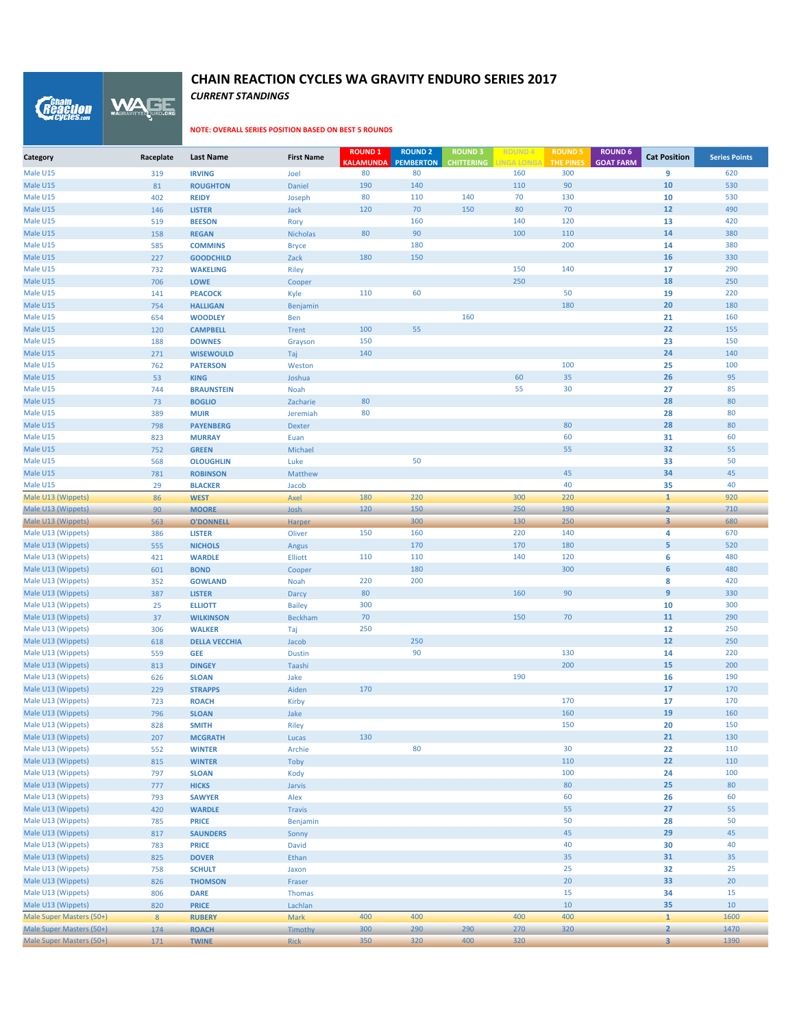# CHAIN REACTION CYCLES WA GRAVITY ENDURO SERIES 2017

*CURRENT STANDINGS*

**NOTE: OVERALL SERIES POSITION BASED ON BEST 5 ROUNDS**

| Category | Raceplate | Last Name | First Name | ROUND 1 KALAMUNDA | ROUND 2 PEMBERTON | ROUND 3 CHITTERING | ROUND 4 LINGA LONGA | ROUND 5 THE PINES | ROUND 6 GOAT FARM | Cat Position | Series Points |
|---|---|---|---|---|---|---|---|---|---|---|---|
| Male U15 | 319 | IRVING | Joel | 80 | 80 | | 160 | 300 | | 9 | 620 |
| Male U15 | 81 | ROUGHTON | Daniel | 190 | 140 | | 110 | 90 | | 10 | 530 |
| Male U15 | 402 | REIDY | Joseph | 80 | 110 | 140 | 70 | 130 | | 10 | 530 |
| Male U15 | 146 | LISTER | Jack | 120 | 70 | 150 | 80 | 70 | | 12 | 490 |
| Male U15 | 519 | BEESON | Rory | | 160 | | 140 | 120 | | 13 | 420 |
| Male U15 | 158 | REGAN | Nicholas | 80 | 90 | | 100 | 110 | | 14 | 380 |
| Male U15 | 585 | COMMINS | Bryce | | 180 | | | 200 | | 14 | 380 |
| Male U15 | 227 | GOODCHILD | Zack | 180 | 150 | | | | | 16 | 330 |
| Male U15 | 732 | WAKELING | Riley | | | | 150 | 140 | | 17 | 290 |
| Male U15 | 706 | LOWE | Cooper | | | | 250 | | | 18 | 250 |
| Male U15 | 141 | PEACOCK | Kyle | 110 | 60 | | | 50 | | 19 | 220 |
| Male U15 | 754 | HALLIGAN | Benjamin | | | | | 180 | | 20 | 180 |
| Male U15 | 654 | WOODLEY | Ben | | | 160 | | | | 21 | 160 |
| Male U15 | 120 | CAMPBELL | Trent | 100 | 55 | | | | | 22 | 155 |
| Male U15 | 188 | DOWNES | Grayson | 150 | | | | | | 23 | 150 |
| Male U15 | 271 | WISEWOULD | Taj | 140 | | | | | | 24 | 140 |
| Male U15 | 762 | PATERSON | Weston | | | | | 100 | | 25 | 100 |
| Male U15 | 53 | KING | Joshua | | | | 60 | 35 | | 26 | 95 |
| Male U15 | 744 | BRAUNSTEIN | Noah | | | | 55 | 30 | | 27 | 85 |
| Male U15 | 73 | BOGLIO | Zacharie | 80 | | | | | | 28 | 80 |
| Male U15 | 389 | MUIR | Jeremiah | 80 | | | | | | 28 | 80 |
| Male U15 | 798 | PAYENBERG | Dexter | | | | | 80 | | 28 | 80 |
| Male U15 | 823 | MURRAY | Euan | | | | | 60 | | 31 | 60 |
| Male U15 | 752 | GREEN | Michael | | | | | 55 | | 32 | 55 |
| Male U15 | 568 | OLOUGHLIN | Luke | | 50 | | | | | 33 | 50 |
| Male U15 | 781 | ROBINSON | Matthew | | | | | 45 | | 34 | 45 |
| Male U15 | 29 | BLACKER | Jacob | | | | | 40 | | 35 | 40 |
| Male U13 (Wippets) | 86 | WEST | Axel | 180 | 220 | | 300 | 220 | | 1 | 920 |
| Male U13 (Wippets) | 90 | MOORE | Josh | 120 | 150 | | 250 | 190 | | 2 | 710 |
| Male U13 (Wippets) | 563 | O'DONNELL | Harper | | 300 | | 130 | 250 | | 3 | 680 |
| Male U13 (Wippets) | 386 | LISTER | Oliver | 150 | 160 | | 220 | 140 | | 4 | 670 |
| Male U13 (Wippets) | 555 | NICHOLS | Angus | | 170 | | 170 | 180 | | 5 | 520 |
| Male U13 (Wippets) | 421 | WARDLE | Elliott | 110 | 110 | | 140 | 120 | | 6 | 480 |
| Male U13 (Wippets) | 601 | BOND | Cooper | | 180 | | | 300 | | 6 | 480 |
| Male U13 (Wippets) | 352 | GOWLAND | Noah | 220 | 200 | | | | | 8 | 420 |
| Male U13 (Wippets) | 387 | LISTER | Darcy | 80 | | | 160 | 90 | | 9 | 330 |
| Male U13 (Wippets) | 25 | ELLIOTT | Bailey | 300 | | | | | | 10 | 300 |
| Male U13 (Wippets) | 37 | WILKINSON | Beckham | 70 | | | 150 | 70 | | 11 | 290 |
| Male U13 (Wippets) | 306 | WALKER | Taj | 250 | | | | | | 12 | 250 |
| Male U13 (Wippets) | 618 | DELLA VECCHIA | Jacob | | 250 | | | | | 12 | 250 |
| Male U13 (Wippets) | 559 | GEE | Dustin | | 90 | | | 130 | | 14 | 220 |
| Male U13 (Wippets) | 813 | DINGEY | Taashi | | | | | 200 | | 15 | 200 |
| Male U13 (Wippets) | 626 | SLOAN | Jake | | | | 190 | | | 16 | 190 |
| Male U13 (Wippets) | 229 | STRAPPS | Aiden | 170 | | | | | | 17 | 170 |
| Male U13 (Wippets) | 723 | ROACH | Kirby | | | | | 170 | | 17 | 170 |
| Male U13 (Wippets) | 796 | SLOAN | Jake | | | | | 160 | | 19 | 160 |
| Male U13 (Wippets) | 828 | SMITH | Riley | | | | | 150 | | 20 | 150 |
| Male U13 (Wippets) | 207 | MCGRATH | Lucas | 130 | | | | | | 21 | 130 |
| Male U13 (Wippets) | 552 | WINTER | Archie | | 80 | | | 30 | | 22 | 110 |
| Male U13 (Wippets) | 815 | WINTER | Toby | | | | | 110 | | 22 | 110 |
| Male U13 (Wippets) | 797 | SLOAN | Kody | | | | | 100 | | 24 | 100 |
| Male U13 (Wippets) | 777 | HICKS | Jarvis | | | | | 80 | | 25 | 80 |
| Male U13 (Wippets) | 793 | SAWYER | Alex | | | | | 60 | | 26 | 60 |
| Male U13 (Wippets) | 420 | WARDLE | Travis | | | | | 55 | | 27 | 55 |
| Male U13 (Wippets) | 785 | PRICE | Benjamin | | | | | 50 | | 28 | 50 |
| Male U13 (Wippets) | 817 | SAUNDERS | Sonny | | | | | 45 | | 29 | 45 |
| Male U13 (Wippets) | 783 | PRICE | David | | | | | 40 | | 30 | 40 |
| Male U13 (Wippets) | 825 | DOVER | Ethan | | | | | 35 | | 31 | 35 |
| Male U13 (Wippets) | 758 | SCHULT | Jaxon | | | | | 25 | | 32 | 25 |
| Male U13 (Wippets) | 826 | THOMSON | Fraser | | | | | 20 | | 33 | 20 |
| Male U13 (Wippets) | 806 | DARE | Thomas | | | | | 15 | | 34 | 15 |
| Male U13 (Wippets) | 820 | PRICE | Lachlan | | | | | 10 | | 35 | 10 |
| Male Super Masters (50+) | 8 | RUBERY | Mark | 400 | 400 | | 400 | 400 | | 1 | 1600 |
| Male Super Masters (50+) | 174 | ROACH | Timothy | 300 | 290 | 290 | 270 | 320 | | 2 | 1470 |
| Male Super Masters (50+) | 171 | TWINE | Rick | 350 | 320 | 400 | 320 | | | 3 | 1390 |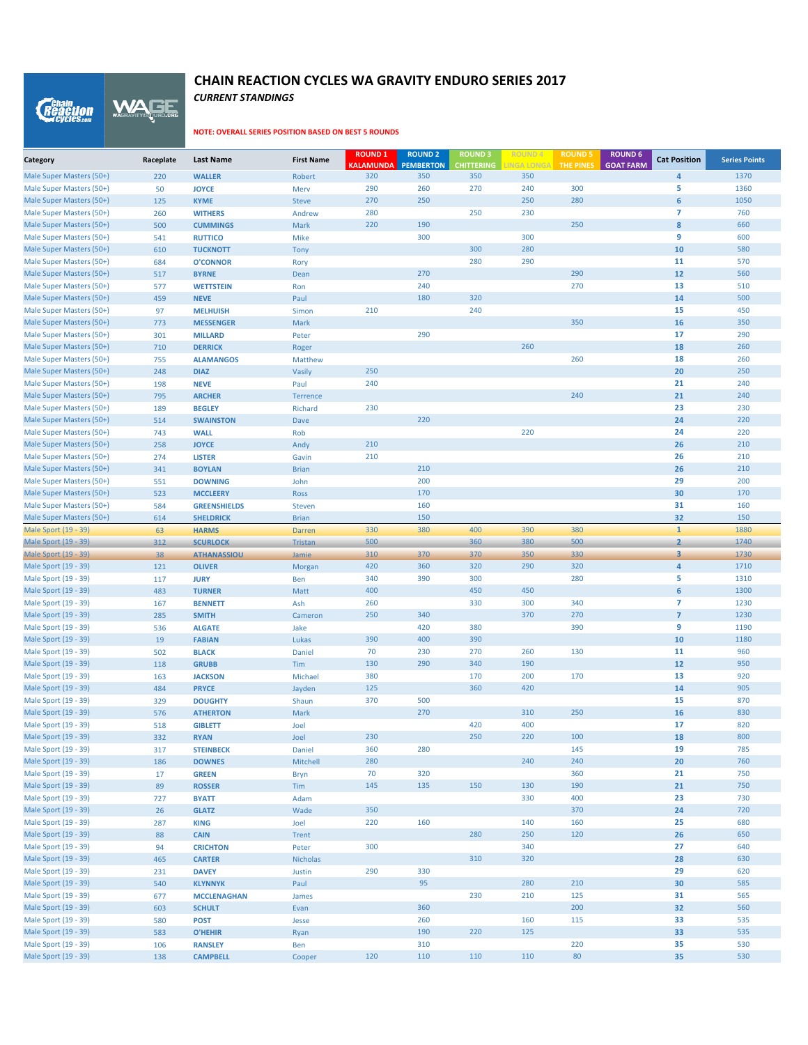# CHAIN REACTION CYCLES WA GRAVITY ENDURO SERIES 2017

***CURRENT STANDINGS***

**NOTE: OVERALL SERIES POSITION BASED ON BEST 5 ROUNDS**

| Category | Raceplate | Last Name | First Name | ROUND 1 KALAMUNDA | ROUND 2 PEMBERTON | ROUND 3 CHITTERING | ROUND 4 LINGA LONGA | ROUND 5 THE PINES | ROUND 6 GOAT FARM | Cat Position | Series Points |
|---|---|---|---|---|---|---|---|---|---|---|---|
| Male Super Masters (50+) | 220 | WALLER | Robert | 320 | 350 | 350 | 350 | | | 4 | 1370 |
| Male Super Masters (50+) | 50 | JOYCE | Merv | 290 | 260 | 270 | 240 | 300 | | 5 | 1360 |
| Male Super Masters (50+) | 125 | KYME | Steve | 270 | 250 | | 250 | 280 | | 6 | 1050 |
| Male Super Masters (50+) | 260 | WITHERS | Andrew | 280 | | 250 | 230 | | | 7 | 760 |
| Male Super Masters (50+) | 500 | CUMMINGS | Mark | 220 | 190 | | | 250 | | 8 | 660 |
| Male Super Masters (50+) | 541 | RUTTICO | Mike | | 300 | | 300 | | | 9 | 600 |
| Male Super Masters (50+) | 610 | TUCKNOTT | Tony | | | 300 | 280 | | | 10 | 580 |
| Male Super Masters (50+) | 684 | O'CONNOR | Rory | | | 280 | 290 | | | 11 | 570 |
| Male Super Masters (50+) | 517 | BYRNE | Dean | | 270 | | | 290 | | 12 | 560 |
| Male Super Masters (50+) | 577 | WETTSTEIN | Ron | | 240 | | | 270 | | 13 | 510 |
| Male Super Masters (50+) | 459 | NEVE | Paul | | 180 | 320 | | | | 14 | 500 |
| Male Super Masters (50+) | 97 | MELHUISH | Simon | 210 | | 240 | | | | 15 | 450 |
| Male Super Masters (50+) | 773 | MESSENGER | Mark | | | | | 350 | | 16 | 350 |
| Male Super Masters (50+) | 301 | MILLARD | Peter | | 290 | | | | | 17 | 290 |
| Male Super Masters (50+) | 710 | DERRICK | Roger | | | | 260 | | | 18 | 260 |
| Male Super Masters (50+) | 755 | ALAMANGOS | Matthew | | | | | 260 | | 18 | 260 |
| Male Super Masters (50+) | 248 | DIAZ | Vasily | 250 | | | | | | 20 | 250 |
| Male Super Masters (50+) | 198 | NEVE | Paul | 240 | | | | | | 21 | 240 |
| Male Super Masters (50+) | 795 | ARCHER | Terrence | | | | | 240 | | 21 | 240 |
| Male Super Masters (50+) | 189 | BEGLEY | Richard | 230 | | | | | | 23 | 230 |
| Male Super Masters (50+) | 514 | SWAINSTON | Dave | | 220 | | | | | 24 | 220 |
| Male Super Masters (50+) | 743 | WALL | Rob | | | | 220 | | | 24 | 220 |
| Male Super Masters (50+) | 258 | JOYCE | Andy | 210 | | | | | | 26 | 210 |
| Male Super Masters (50+) | 274 | LISTER | Gavin | 210 | | | | | | 26 | 210 |
| Male Super Masters (50+) | 341 | BOYLAN | Brian | | 210 | | | | | 26 | 210 |
| Male Super Masters (50+) | 551 | DOWNING | John | | 200 | | | | | 29 | 200 |
| Male Super Masters (50+) | 523 | MCCLEERY | Ross | | 170 | | | | | 30 | 170 |
| Male Super Masters (50+) | 584 | GREENSHIELDS | Steven | | 160 | | | | | 31 | 160 |
| Male Super Masters (50+) | 614 | SHELDRICK | Brian | | 150 | | | | | 32 | 150 |
| Male Sport (19 - 39) | 63 | HARMS | Darren | 330 | 380 | 400 | 390 | 380 | | 1 | 1880 |
| Male Sport (19 - 39) | 312 | SCURLOCK | Tristan | 500 | | 360 | 380 | 500 | | 2 | 1740 |
| Male Sport (19 - 39) | 38 | ATHANASSIOU | Jamie | 310 | 370 | 370 | 350 | 330 | | 3 | 1730 |
| Male Sport (19 - 39) | 121 | OLIVER | Morgan | 420 | 360 | 320 | 290 | 320 | | 4 | 1710 |
| Male Sport (19 - 39) | 117 | JURY | Ben | 340 | 390 | 300 | | 280 | | 5 | 1310 |
| Male Sport (19 - 39) | 483 | TURNER | Matt | 400 | | 450 | 450 | | | 6 | 1300 |
| Male Sport (19 - 39) | 167 | BENNETT | Ash | 260 | | 330 | 300 | 340 | | 7 | 1230 |
| Male Sport (19 - 39) | 285 | SMITH | Cameron | 250 | 340 | | 370 | 270 | | 7 | 1230 |
| Male Sport (19 - 39) | 536 | ALGATE | Jake | | 420 | 380 | | 390 | | 9 | 1190 |
| Male Sport (19 - 39) | 19 | FABIAN | Lukas | 390 | 400 | 390 | | | | 10 | 1180 |
| Male Sport (19 - 39) | 502 | BLACK | Daniel | 70 | 230 | 270 | 260 | 130 | | 11 | 960 |
| Male Sport (19 - 39) | 118 | GRUBB | Tim | 130 | 290 | 340 | 190 | | | 12 | 950 |
| Male Sport (19 - 39) | 163 | JACKSON | Michael | 380 | | 170 | 200 | 170 | | 13 | 920 |
| Male Sport (19 - 39) | 484 | PRYCE | Jayden | 125 | | 360 | 420 | | | 14 | 905 |
| Male Sport (19 - 39) | 329 | DOUGHTY | Shaun | 370 | 500 | | | | | 15 | 870 |
| Male Sport (19 - 39) | 576 | ATHERTON | Mark | | 270 | | 310 | 250 | | 16 | 830 |
| Male Sport (19 - 39) | 518 | GIBLETT | Joel | | | 420 | 400 | | | 17 | 820 |
| Male Sport (19 - 39) | 332 | RYAN | Joel | 230 | | 250 | 220 | 100 | | 18 | 800 |
| Male Sport (19 - 39) | 317 | STEINBECK | Daniel | 360 | 280 | | | 145 | | 19 | 785 |
| Male Sport (19 - 39) | 186 | DOWNES | Mitchell | 280 | | | 240 | 240 | | 20 | 760 |
| Male Sport (19 - 39) | 17 | GREEN | Bryn | 70 | 320 | | | 360 | | 21 | 750 |
| Male Sport (19 - 39) | 89 | ROSSER | Tim | 145 | 135 | 150 | 130 | 190 | | 21 | 750 |
| Male Sport (19 - 39) | 727 | BYATT | Adam | | | | 330 | 400 | | 23 | 730 |
| Male Sport (19 - 39) | 26 | GLATZ | Wade | 350 | | | | 370 | | 24 | 720 |
| Male Sport (19 - 39) | 287 | KING | Joel | 220 | 160 | | 140 | 160 | | 25 | 680 |
| Male Sport (19 - 39) | 88 | CAIN | Trent | | | 280 | 250 | 120 | | 26 | 650 |
| Male Sport (19 - 39) | 94 | CRICHTON | Peter | 300 | | | 340 | | | 27 | 640 |
| Male Sport (19 - 39) | 465 | CARTER | Nicholas | | | 310 | 320 | | | 28 | 630 |
| Male Sport (19 - 39) | 231 | DAVEY | Justin | 290 | 330 | | | | | 29 | 620 |
| Male Sport (19 - 39) | 540 | KLYNNYK | Paul | | 95 | | 280 | 210 | | 30 | 585 |
| Male Sport (19 - 39) | 677 | MCCLENAGHAN | James | | | 230 | 210 | 125 | | 31 | 565 |
| Male Sport (19 - 39) | 603 | SCHULT | Evan | | 360 | | | 200 | | 32 | 560 |
| Male Sport (19 - 39) | 580 | POST | Jesse | | 260 | | 160 | 115 | | 33 | 535 |
| Male Sport (19 - 39) | 583 | O'HEHIR | Ryan | | 190 | 220 | 125 | | | 33 | 535 |
| Male Sport (19 - 39) | 106 | RANSLEY | Ben | | 310 | | | 220 | | 35 | 530 |
| Male Sport (19 - 39) | 138 | CAMPBELL | Cooper | 120 | 110 | 110 | 110 | 80 | | 35 | 530 |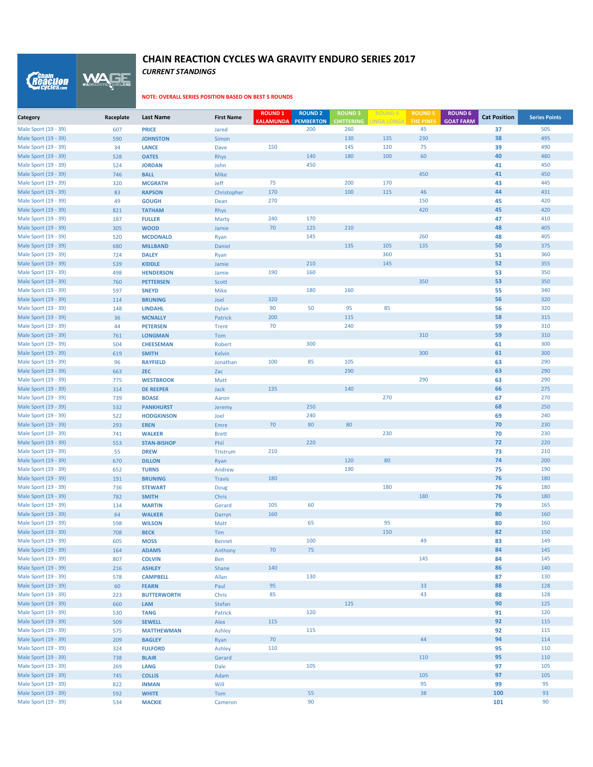# CHAIN REACTION CYCLES WA GRAVITY ENDURO SERIES 2017

***CURRENT STANDINGS***

**NOTE: OVERALL SERIES POSITION BASED ON BEST 5 ROUNDS**

| Category | Raceplate | Last Name | First Name | ROUND 1 KALAMUNDA | ROUND 2 PEMBERTON | ROUND 3 CHITTERING | ROUND 4 LINGA LONGA | ROUND 5 THE PINES | ROUND 6 GOAT FARM | Cat Position | Series Points |
|---|---|---|---|---|---|---|---|---|---|---|---|
| Male Sport (19 - 39) | 607 | PRICE | Jared | | 200 | 260 | | 45 | | 37 | 505 |
| Male Sport (19 - 39) | 590 | JOHNSTON | Simon | | | 130 | 135 | 230 | | 38 | 495 |
| Male Sport (19 - 39) | 34 | LANCE | Dave | 150 | | 145 | 120 | 75 | | 39 | 490 |
| Male Sport (19 - 39) | 528 | OATES | Rhys | | 140 | 180 | 100 | 60 | | 40 | 480 |
| Male Sport (19 - 39) | 524 | JORDAN | John | | 450 | | | | | 41 | 450 |
| Male Sport (19 - 39) | 746 | BALL | Mike | | | | | 450 | | 41 | 450 |
| Male Sport (19 - 39) | 320 | MCGRATH | Jeff | 75 | | 200 | 170 | | | 43 | 445 |
| Male Sport (19 - 39) | 83 | RAPSON | Christopher | 170 | | 100 | 115 | 46 | | 44 | 431 |
| Male Sport (19 - 39) | 49 | GOUGH | Dean | 270 | | | | 150 | | 45 | 420 |
| Male Sport (19 - 39) | 821 | TATHAM | Rhys | | | | | 420 | | 45 | 420 |
| Male Sport (19 - 39) | 187 | FULLER | Marty | 240 | 170 | | | | | 47 | 410 |
| Male Sport (19 - 39) | 305 | WOOD | Jamie | 70 | 125 | 210 | | | | 48 | 405 |
| Male Sport (19 - 39) | 520 | MCDONALD | Ryan | | 145 | | | 260 | | 48 | 405 |
| Male Sport (19 - 39) | 680 | MILLBAND | Daniel | | | 135 | 105 | 135 | | 50 | 375 |
| Male Sport (19 - 39) | 724 | DALEY | Ryan | | | | 360 | | | 51 | 360 |
| Male Sport (19 - 39) | 539 | KIDDLE | Jamie | | 210 | | 145 | | | 52 | 355 |
| Male Sport (19 - 39) | 498 | HENDERSON | Jamie | 190 | 160 | | | | | 53 | 350 |
| Male Sport (19 - 39) | 760 | PETTERSEN | Scott | | | | | 350 | | 53 | 350 |
| Male Sport (19 - 39) | 597 | SNEYD | Mike | | 180 | 160 | | | | 55 | 340 |
| Male Sport (19 - 39) | 114 | BRUNING | Joel | 320 | | | | | | 56 | 320 |
| Male Sport (19 - 39) | 148 | LINDAHL | Dylan | 90 | 50 | 95 | 85 | | | 56 | 320 |
| Male Sport (19 - 39) | 36 | MCNALLY | Patrick | 200 | | 115 | | | | 58 | 315 |
| Male Sport (19 - 39) | 44 | PETERSEN | Trent | 70 | | 240 | | | | 59 | 310 |
| Male Sport (19 - 39) | 761 | LONGMAN | Tom | | | | | 310 | | 59 | 310 |
| Male Sport (19 - 39) | 504 | CHEESEMAN | Robert | | 300 | | | | | 61 | 300 |
| Male Sport (19 - 39) | 619 | SMITH | Kelvin | | | | | 300 | | 61 | 300 |
| Male Sport (19 - 39) | 96 | RAYFIELD | Jonathan | 100 | 85 | 105 | | | | 63 | 290 |
| Male Sport (19 - 39) | 663 | ZEC | Zac | | | 290 | | | | 63 | 290 |
| Male Sport (19 - 39) | 775 | WESTBROOK | Matt | | | | | 290 | | 63 | 290 |
| Male Sport (19 - 39) | 314 | DE REEPER | Jack | 135 | | 140 | | | | 66 | 275 |
| Male Sport (19 - 39) | 739 | BOASE | Aaron | | | | 270 | | | 67 | 270 |
| Male Sport (19 - 39) | 532 | PANKHURST | Jeremy | | 250 | | | | | 68 | 250 |
| Male Sport (19 - 39) | 522 | HODGKINSON | Joel | | 240 | | | | | 69 | 240 |
| Male Sport (19 - 39) | 293 | EREN | Emre | 70 | 80 | 80 | | | | 70 | 230 |
| Male Sport (19 - 39) | 741 | WALKER | Brett | | | | 230 | | | 70 | 230 |
| Male Sport (19 - 39) | 553 | STAN-BISHOP | Phil | | 220 | | | | | 72 | 220 |
| Male Sport (19 - 39) | 55 | DREW | Tristrum | 210 | | | | | | 73 | 210 |
| Male Sport (19 - 39) | 670 | DILLON | Ryan | | | 120 | 80 | | | 74 | 200 |
| Male Sport (19 - 39) | 652 | TURNS | Andrew | | | 190 | | | | 75 | 190 |
| Male Sport (19 - 39) | 191 | BRUNING | Travis | 180 | | | | | | 76 | 180 |
| Male Sport (19 - 39) | 736 | STEWART | Doug | | | | 180 | | | 76 | 180 |
| Male Sport (19 - 39) | 782 | SMITH | Chris | | | | | 180 | | 76 | 180 |
| Male Sport (19 - 39) | 134 | MARTIN | Gerard | 105 | 60 | | | | | 79 | 165 |
| Male Sport (19 - 39) | 64 | WALKER | Darryn | 160 | | | | | | 80 | 160 |
| Male Sport (19 - 39) | 598 | WILSON | Matt | | 65 | | 95 | | | 80 | 160 |
| Male Sport (19 - 39) | 708 | BECK | Tim | | | | 150 | | | 82 | 150 |
| Male Sport (19 - 39) | 605 | MOSS | Bennet | | 100 | | | 49 | | 83 | 149 |
| Male Sport (19 - 39) | 164 | ADAMS | Anthony | 70 | 75 | | | | | 84 | 145 |
| Male Sport (19 - 39) | 807 | COLVIN | Ben | | | | | 145 | | 84 | 145 |
| Male Sport (19 - 39) | 216 | ASHLEY | Shane | 140 | | | | | | 86 | 140 |
| Male Sport (19 - 39) | 578 | CAMPBELL | Allan | | 130 | | | | | 87 | 130 |
| Male Sport (19 - 39) | 60 | FEARN | Paul | 95 | | | | 33 | | 88 | 128 |
| Male Sport (19 - 39) | 223 | BUTTERWORTH | Chris | 85 | | | | 43 | | 88 | 128 |
| Male Sport (19 - 39) | 660 | LAM | Stefan | | | 125 | | | | 90 | 125 |
| Male Sport (19 - 39) | 530 | TANG | Patrick | | 120 | | | | | 91 | 120 |
| Male Sport (19 - 39) | 509 | SEWELL | Alex | 115 | | | | | | 92 | 115 |
| Male Sport (19 - 39) | 575 | MATTHEWMAN | Ashley | | 115 | | | | | 92 | 115 |
| Male Sport (19 - 39) | 209 | BAGLEY | Ryan | 70 | | | | 44 | | 94 | 114 |
| Male Sport (19 - 39) | 324 | FULFORD | Ashley | 110 | | | | | | 95 | 110 |
| Male Sport (19 - 39) | 738 | BLAIR | Gerard | | | | | 110 | | 95 | 110 |
| Male Sport (19 - 39) | 269 | LANG | Dale | | 105 | | | | | 97 | 105 |
| Male Sport (19 - 39) | 745 | COLLIS | Adam | | | | | 105 | | 97 | 105 |
| Male Sport (19 - 39) | 822 | INMAN | Will | | | | | 95 | | 99 | 95 |
| Male Sport (19 - 39) | 592 | WHITE | Tom | | 55 | | | 38 | | 100 | 93 |
| Male Sport (19 - 39) | 534 | MACKIE | Cameron | | 90 | | | | | 101 | 90 |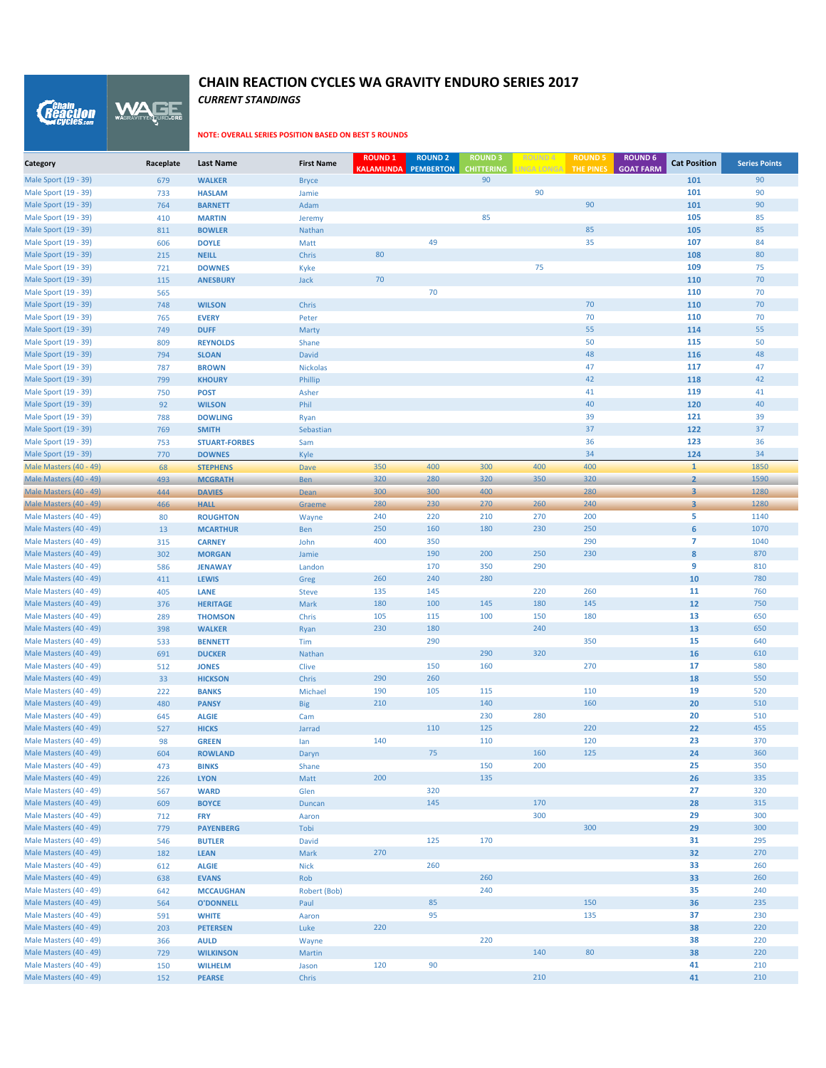# CHAIN REACTION CYCLES WA GRAVITY ENDURO SERIES 2017

*CURRENT STANDINGS*

**NOTE: OVERALL SERIES POSITION BASED ON BEST 5 ROUNDS**

| Category | Raceplate | Last Name | First Name | ROUND 1 KALAMUNDA | ROUND 2 PEMBERTON | ROUND 3 CHITTERING | ROUND 4 LINGA LONGA | ROUND 5 THE PINES | ROUND 6 GOAT FARM | Cat Position | Series Points |
|---|---|---|---|---|---|---|---|---|---|---|---|
| Male Sport (19 - 39) | 679 | WALKER | Bryce | | | 90 | | | | 101 | 90 |
| Male Sport (19 - 39) | 733 | HASLAM | Jamie | | | | 90 | | | 101 | 90 |
| Male Sport (19 - 39) | 764 | BARNETT | Adam | | | | | 90 | | 101 | 90 |
| Male Sport (19 - 39) | 410 | MARTIN | Jeremy | | | 85 | | | | 105 | 85 |
| Male Sport (19 - 39) | 811 | BOWLER | Nathan | | | | | 85 | | 105 | 85 |
| Male Sport (19 - 39) | 606 | DOYLE | Matt | | 49 | | | 35 | | 107 | 84 |
| Male Sport (19 - 39) | 215 | NEILL | Chris | 80 | | | | | | 108 | 80 |
| Male Sport (19 - 39) | 721 | DOWNES | Kyke | | | | 75 | | | 109 | 75 |
| Male Sport (19 - 39) | 115 | ANESBURY | Jack | 70 | | | | | | 110 | 70 |
| Male Sport (19 - 39) | 565 | | | | 70 | | | | | 110 | 70 |
| Male Sport (19 - 39) | 748 | WILSON | Chris | | | | | 70 | | 110 | 70 |
| Male Sport (19 - 39) | 765 | EVERY | Peter | | | | | 70 | | 110 | 70 |
| Male Sport (19 - 39) | 749 | DUFF | Marty | | | | | 55 | | 114 | 55 |
| Male Sport (19 - 39) | 809 | REYNOLDS | Shane | | | | | 50 | | 115 | 50 |
| Male Sport (19 - 39) | 794 | SLOAN | David | | | | | 48 | | 116 | 48 |
| Male Sport (19 - 39) | 787 | BROWN | Nickolas | | | | | 47 | | 117 | 47 |
| Male Sport (19 - 39) | 799 | KHOURY | Phillip | | | | | 42 | | 118 | 42 |
| Male Sport (19 - 39) | 750 | POST | Asher | | | | | 41 | | 119 | 41 |
| Male Sport (19 - 39) | 92 | WILSON | Phil | | | | | 40 | | 120 | 40 |
| Male Sport (19 - 39) | 788 | DOWLING | Ryan | | | | | 39 | | 121 | 39 |
| Male Sport (19 - 39) | 769 | SMITH | Sebastian | | | | | 37 | | 122 | 37 |
| Male Sport (19 - 39) | 753 | STUART-FORBES | Sam | | | | | 36 | | 123 | 36 |
| Male Sport (19 - 39) | 770 | DOWNES | Kyle | | | | | 34 | | 124 | 34 |
| Male Masters (40 - 49) | 68 | STEPHENS | Dave | 350 | 400 | 300 | 400 | 400 | | 1 | 1850 |
| Male Masters (40 - 49) | 493 | MCGRATH | Ben | 320 | 280 | 320 | 350 | 320 | | 2 | 1590 |
| Male Masters (40 - 49) | 444 | DAVIES | Dean | 300 | 300 | 400 | | 280 | | 3 | 1280 |
| Male Masters (40 - 49) | 466 | HALL | Graeme | 280 | 230 | 270 | 260 | 240 | | 3 | 1280 |
| Male Masters (40 - 49) | 80 | ROUGHTON | Wayne | 240 | 220 | 210 | 270 | 200 | | 5 | 1140 |
| Male Masters (40 - 49) | 13 | MCARTHUR | Ben | 250 | 160 | 180 | 230 | 250 | | 6 | 1070 |
| Male Masters (40 - 49) | 315 | CARNEY | John | 400 | 350 | | | 290 | | 7 | 1040 |
| Male Masters (40 - 49) | 302 | MORGAN | Jamie | | 190 | 200 | 250 | 230 | | 8 | 870 |
| Male Masters (40 - 49) | 586 | JENAWAY | Landon | | 170 | 350 | 290 | | | 9 | 810 |
| Male Masters (40 - 49) | 411 | LEWIS | Greg | 260 | 240 | 280 | | | | 10 | 780 |
| Male Masters (40 - 49) | 405 | LANE | Steve | 135 | 145 | | 220 | 260 | | 11 | 760 |
| Male Masters (40 - 49) | 376 | HERITAGE | Mark | 180 | 100 | 145 | 180 | 145 | | 12 | 750 |
| Male Masters (40 - 49) | 289 | THOMSON | Chris | 105 | 115 | 100 | 150 | 180 | | 13 | 650 |
| Male Masters (40 - 49) | 398 | WALKER | Ryan | 230 | 180 | | 240 | | | 13 | 650 |
| Male Masters (40 - 49) | 533 | BENNETT | Tim | | 290 | | | 350 | | 15 | 640 |
| Male Masters (40 - 49) | 691 | DUCKER | Nathan | | | 290 | 320 | | | 16 | 610 |
| Male Masters (40 - 49) | 512 | JONES | Clive | | 150 | 160 | | 270 | | 17 | 580 |
| Male Masters (40 - 49) | 33 | HICKSON | Chris | 290 | 260 | | | | | 18 | 550 |
| Male Masters (40 - 49) | 222 | BANKS | Michael | 190 | 105 | 115 | | 110 | | 19 | 520 |
| Male Masters (40 - 49) | 480 | PANSY | Big | 210 | | 140 | | 160 | | 20 | 510 |
| Male Masters (40 - 49) | 645 | ALGIE | Cam | | | 230 | 280 | | | 20 | 510 |
| Male Masters (40 - 49) | 527 | HICKS | Jarrad | | 110 | 125 | | 220 | | 22 | 455 |
| Male Masters (40 - 49) | 98 | GREEN | Ian | 140 | | 110 | | 120 | | 23 | 370 |
| Male Masters (40 - 49) | 604 | ROWLAND | Daryn | | 75 | | 160 | 125 | | 24 | 360 |
| Male Masters (40 - 49) | 473 | BINKS | Shane | | | 150 | 200 | | | 25 | 350 |
| Male Masters (40 - 49) | 226 | LYON | Matt | 200 | | 135 | | | | 26 | 335 |
| Male Masters (40 - 49) | 567 | WARD | Glen | | 320 | | | | | 27 | 320 |
| Male Masters (40 - 49) | 609 | BOYCE | Duncan | | 145 | | 170 | | | 28 | 315 |
| Male Masters (40 - 49) | 712 | FRY | Aaron | | | | 300 | | | 29 | 300 |
| Male Masters (40 - 49) | 779 | PAYENBERG | Tobi | | | | | 300 | | 29 | 300 |
| Male Masters (40 - 49) | 546 | BUTLER | David | | 125 | 170 | | | | 31 | 295 |
| Male Masters (40 - 49) | 182 | LEAN | Mark | 270 | | | | | | 32 | 270 |
| Male Masters (40 - 49) | 612 | ALGIE | Nick | | 260 | | | | | 33 | 260 |
| Male Masters (40 - 49) | 638 | EVANS | Rob | | | 260 | | | | 33 | 260 |
| Male Masters (40 - 49) | 642 | MCCAUGHAN | Robert (Bob) | | | 240 | | | | 35 | 240 |
| Male Masters (40 - 49) | 564 | O'DONNELL | Paul | | 85 | | | 150 | | 36 | 235 |
| Male Masters (40 - 49) | 591 | WHITE | Aaron | | 95 | | | 135 | | 37 | 230 |
| Male Masters (40 - 49) | 203 | PETERSEN | Luke | 220 | | | | | | 38 | 220 |
| Male Masters (40 - 49) | 366 | AULD | Wayne | | | 220 | | | | 38 | 220 |
| Male Masters (40 - 49) | 729 | WILKINSON | Martin | | | | 140 | 80 | | 38 | 220 |
| Male Masters (40 - 49) | 150 | WILHELM | Jason | 120 | 90 | | | | | 41 | 210 |
| Male Masters (40 - 49) | 152 | PEARSE | Chris | | | | 210 | | | 41 | 210 |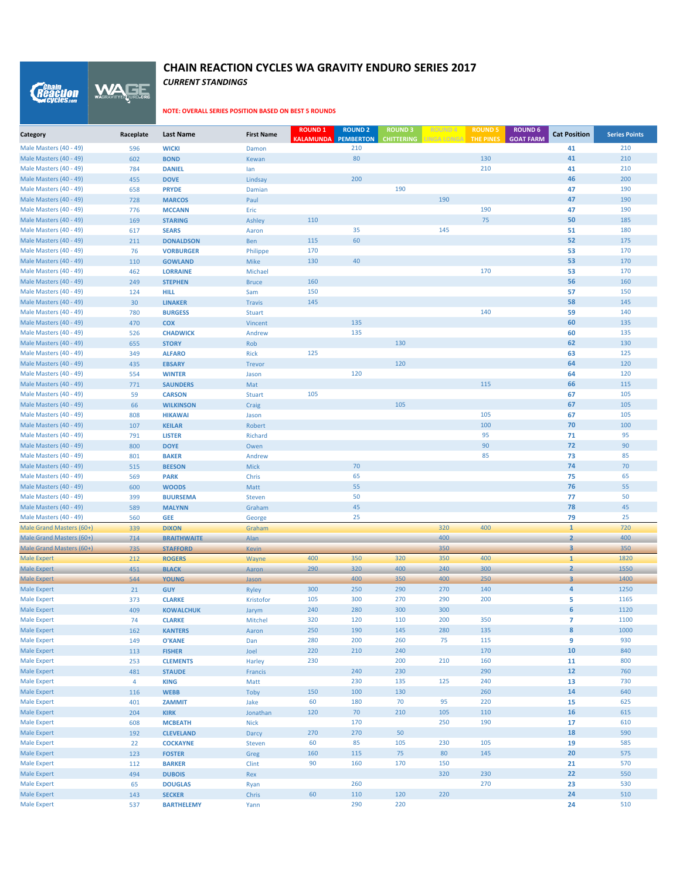# CHAIN REACTION CYCLES WA GRAVITY ENDURO SERIES 2017

***CURRENT STANDINGS***

**NOTE: OVERALL SERIES POSITION BASED ON BEST 5 ROUNDS**

| Category | Raceplate | Last Name | First Name | ROUND 1 KALAMUNDA | ROUND 2 PEMBERTON | ROUND 3 CHITTERING | ROUND 4 LINGA LONGA | ROUND 5 THE PINES | ROUND 6 GOAT FARM | Cat Position | Series Points |
|---|---|---|---|---|---|---|---|---|---|---|---|
| Male Masters (40 - 49) | 596 | **WICKI** | Damon | | 210 | | | | | **41** | 210 |
| Male Masters (40 - 49) | 602 | **BOND** | Kewan | | 80 | | | 130 | | **41** | 210 |
| Male Masters (40 - 49) | 784 | **DANIEL** | Ian | | | | | 210 | | **41** | 210 |
| Male Masters (40 - 49) | 455 | **DOVE** | Lindsay | | 200 | | | | | **46** | 200 |
| Male Masters (40 - 49) | 658 | **PRYDE** | Damian | | | 190 | | | | **47** | 190 |
| Male Masters (40 - 49) | 728 | **MARCOS** | Paul | | | | 190 | | | **47** | 190 |
| Male Masters (40 - 49) | 776 | **MCCANN** | Eric | | | | | 190 | | **47** | 190 |
| Male Masters (40 - 49) | 169 | **STARING** | Ashley | 110 | | | | 75 | | **50** | 185 |
| Male Masters (40 - 49) | 617 | **SEARS** | Aaron | | 35 | | 145 | | | **51** | 180 |
| Male Masters (40 - 49) | 211 | **DONALDSON** | Ben | 115 | 60 | | | | | **52** | 175 |
| Male Masters (40 - 49) | 76 | **VORBURGER** | Philippe | 170 | | | | | | **53** | 170 |
| Male Masters (40 - 49) | 110 | **GOWLAND** | Mike | 130 | 40 | | | | | **53** | 170 |
| Male Masters (40 - 49) | 462 | **LORRAINE** | Michael | | | | | 170 | | **53** | 170 |
| Male Masters (40 - 49) | 249 | **STEPHEN** | Bruce | 160 | | | | | | **56** | 160 |
| Male Masters (40 - 49) | 124 | **HILL** | Sam | 150 | | | | | | **57** | 150 |
| Male Masters (40 - 49) | 30 | **LINAKER** | Travis | 145 | | | | | | **58** | 145 |
| Male Masters (40 - 49) | 780 | **BURGESS** | Stuart | | | | | 140 | | **59** | 140 |
| Male Masters (40 - 49) | 470 | **COX** | Vincent | | 135 | | | | | **60** | 135 |
| Male Masters (40 - 49) | 526 | **CHADWICK** | Andrew | | 135 | | | | | **60** | 135 |
| Male Masters (40 - 49) | 655 | **STORY** | Rob | | | 130 | | | | **62** | 130 |
| Male Masters (40 - 49) | 349 | **ALFARO** | Rick | 125 | | | | | | **63** | 125 |
| Male Masters (40 - 49) | 435 | **EBSARY** | Trevor | | | 120 | | | | **64** | 120 |
| Male Masters (40 - 49) | 554 | **WINTER** | Jason | | 120 | | | | | **64** | 120 |
| Male Masters (40 - 49) | 771 | **SAUNDERS** | Mat | | | | | 115 | | **66** | 115 |
| Male Masters (40 - 49) | 59 | **CARSON** | Stuart | 105 | | | | | | **67** | 105 |
| Male Masters (40 - 49) | 66 | **WILKINSON** | Craig | | | 105 | | | | **67** | 105 |
| Male Masters (40 - 49) | 808 | **HIKAWAI** | Jason | | | | | 105 | | **67** | 105 |
| Male Masters (40 - 49) | 107 | **KEILAR** | Robert | | | | | 100 | | **70** | 100 |
| Male Masters (40 - 49) | 791 | **LISTER** | Richard | | | | | 95 | | **71** | 95 |
| Male Masters (40 - 49) | 800 | **DOYE** | Owen | | | | | 90 | | **72** | 90 |
| Male Masters (40 - 49) | 801 | **BAKER** | Andrew | | | | | 85 | | **73** | 85 |
| Male Masters (40 - 49) | 515 | **BEESON** | Mick | | 70 | | | | | **74** | 70 |
| Male Masters (40 - 49) | 569 | **PARK** | Chris | | 65 | | | | | **75** | 65 |
| Male Masters (40 - 49) | 600 | **WOODS** | Matt | | 55 | | | | | **76** | 55 |
| Male Masters (40 - 49) | 399 | **BUURSEMA** | Steven | | 50 | | | | | **77** | 50 |
| Male Masters (40 - 49) | 589 | **MALYNN** | Graham | | 45 | | | | | **78** | 45 |
| Male Masters (40 - 49) | 560 | **GEE** | George | | 25 | | | | | **79** | 25 |
| Male Grand Masters (60+) | 339 | **DIXON** | Graham | | | | 320 | 400 | | **1** | 720 |
| Male Grand Masters (60+) | 714 | **BRAITHWAITE** | Alan | | | | 400 | | | **2** | 400 |
| Male Grand Masters (60+) | 735 | **STAFFORD** | Kevin | | | | 350 | | | **3** | 350 |
| Male Expert | 212 | **ROGERS** | Wayne | 400 | 350 | 320 | 350 | 400 | | **1** | 1820 |
| Male Expert | 451 | **BLACK** | Aaron | 290 | 320 | 400 | 240 | 300 | | **2** | 1550 |
| Male Expert | 544 | **YOUNG** | Jason | | 400 | 350 | 400 | 250 | | **3** | 1400 |
| Male Expert | 21 | **GUY** | Ryley | 300 | 250 | 290 | 270 | 140 | | **4** | 1250 |
| Male Expert | 373 | **CLARKE** | Kristofor | 105 | 300 | 270 | 290 | 200 | | **5** | 1165 |
| Male Expert | 409 | **KOWALCHUK** | Jarym | 240 | 280 | 300 | 300 | | | **6** | 1120 |
| Male Expert | 74 | **CLARKE** | Mitchel | 320 | 120 | 110 | 200 | 350 | | **7** | 1100 |
| Male Expert | 162 | **KANTERS** | Aaron | 250 | 190 | 145 | 280 | 135 | | **8** | 1000 |
| Male Expert | 149 | **O'KANE** | Dan | 280 | 200 | 260 | 75 | 115 | | **9** | 930 |
| Male Expert | 113 | **FISHER** | Joel | 220 | 210 | 240 | | 170 | | **10** | 840 |
| Male Expert | 253 | **CLEMENTS** | Harley | 230 | | 200 | 210 | 160 | | **11** | 800 |
| Male Expert | 481 | **STAUDE** | Francis | | 240 | 230 | | 290 | | **12** | 760 |
| Male Expert | 4 | **KING** | Matt | | 230 | 135 | 125 | 240 | | **13** | 730 |
| Male Expert | 116 | **WEBB** | Toby | 150 | 100 | 130 | | 260 | | **14** | 640 |
| Male Expert | 401 | **ZAMMIT** | Jake | 60 | 180 | 70 | 95 | 220 | | **15** | 625 |
| Male Expert | 204 | **KIRK** | Jonathan | 120 | 70 | 210 | 105 | 110 | | **16** | 615 |
| Male Expert | 608 | **MCBEATH** | Nick | | 170 | | 250 | 190 | | **17** | 610 |
| Male Expert | 192 | **CLEVELAND** | Darcy | 270 | 270 | 50 | | | | **18** | 590 |
| Male Expert | 22 | **COCKAYNE** | Steven | 60 | 85 | 105 | 230 | 105 | | **19** | 585 |
| Male Expert | 123 | **FOSTER** | Greg | 160 | 115 | 75 | 80 | 145 | | **20** | 575 |
| Male Expert | 112 | **BARKER** | Clint | 90 | 160 | 170 | 150 | | | **21** | 570 |
| Male Expert | 494 | **DUBOIS** | Rex | | | | 320 | 230 | | **22** | 550 |
| Male Expert | 65 | **DOUGLAS** | Ryan | | 260 | | | 270 | | **23** | 530 |
| Male Expert | 143 | **SECKER** | Chris | 60 | 110 | 120 | 220 | | | **24** | 510 |
| Male Expert | 537 | **BARTHELEMY** | Yann | | 290 | 220 | | | | **24** | 510 |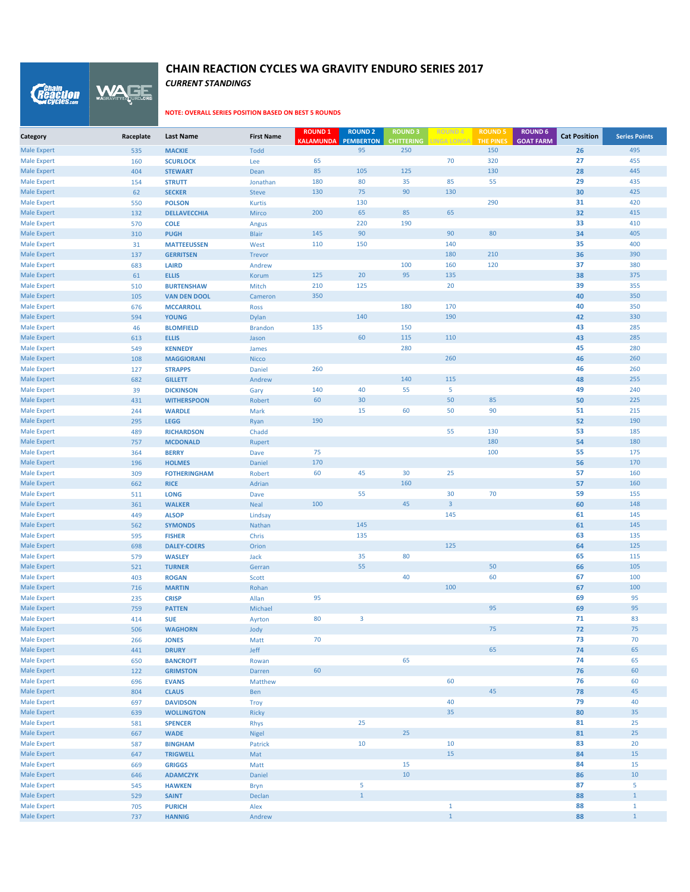# CHAIN REACTION CYCLES WA GRAVITY ENDURO SERIES 2017

***CURRENT STANDINGS***

**NOTE: OVERALL SERIES POSITION BASED ON BEST 5 ROUNDS**

| Category | Raceplate | Last Name | First Name | ROUND 1 KALAMUNDA | ROUND 2 PEMBERTON | ROUND 3 CHITTERING | ROUND 4 LINGA LONGA | ROUND 5 THE PINES | ROUND 6 GOAT FARM | Cat Position | Series Points |
|---|---|---|---|---|---|---|---|---|---|---|---|
| Male Expert | 535 | **MACKIE** | Todd | | 95 | 250 | | 150 | | **26** | 495 |
| Male Expert | 160 | **SCURLOCK** | Lee | 65 | | | 70 | 320 | | **27** | 455 |
| Male Expert | 404 | **STEWART** | Dean | 85 | 105 | 125 | | 130 | | **28** | 445 |
| Male Expert | 154 | **STRUTT** | Jonathan | 180 | 80 | 35 | 85 | 55 | | **29** | 435 |
| Male Expert | 62 | **SECKER** | Steve | 130 | 75 | 90 | 130 | | | **30** | 425 |
| Male Expert | 550 | **POLSON** | Kurtis | | 130 | | | 290 | | **31** | 420 |
| Male Expert | 132 | **DELLAVECCHIA** | Mirco | 200 | 65 | 85 | 65 | | | **32** | 415 |
| Male Expert | 570 | **COLE** | Angus | | 220 | 190 | | | | **33** | 410 |
| Male Expert | 310 | **PUGH** | Blair | 145 | 90 | | 90 | 80 | | **34** | 405 |
| Male Expert | 31 | **MATTEEUSSEN** | West | 110 | 150 | | 140 | | | **35** | 400 |
| Male Expert | 137 | **GERRITSEN** | Trevor | | | | 180 | 210 | | **36** | 390 |
| Male Expert | 683 | **LAIRD** | Andrew | | | 100 | 160 | 120 | | **37** | 380 |
| Male Expert | 61 | **ELLIS** | Korum | 125 | 20 | 95 | 135 | | | **38** | 375 |
| Male Expert | 510 | **BURTENSHAW** | Mitch | 210 | 125 | | 20 | | | **39** | 355 |
| Male Expert | 105 | **VAN DEN DOOL** | Cameron | 350 | | | | | | **40** | 350 |
| Male Expert | 676 | **MCCARROLL** | Ross | | | 180 | 170 | | | **40** | 350 |
| Male Expert | 594 | **YOUNG** | Dylan | | 140 | | 190 | | | **42** | 330 |
| Male Expert | 46 | **BLOMFIELD** | Brandon | 135 | | 150 | | | | **43** | 285 |
| Male Expert | 613 | **ELLIS** | Jason | | 60 | 115 | 110 | | | **43** | 285 |
| Male Expert | 549 | **KENNEDY** | James | | | 280 | | | | **45** | 280 |
| Male Expert | 108 | **MAGGIORANI** | Nicco | | | | 260 | | | **46** | 260 |
| Male Expert | 127 | **STRAPPS** | Daniel | 260 | | | | | | **46** | 260 |
| Male Expert | 682 | **GILLETT** | Andrew | | | 140 | 115 | | | **48** | 255 |
| Male Expert | 39 | **DICKINSON** | Gary | 140 | 40 | 55 | 5 | | | **49** | 240 |
| Male Expert | 431 | **WITHERSPOON** | Robert | 60 | 30 | | 50 | 85 | | **50** | 225 |
| Male Expert | 244 | **WARDLE** | Mark | | 15 | 60 | 50 | 90 | | **51** | 215 |
| Male Expert | 295 | **LEGG** | Ryan | 190 | | | | | | **52** | 190 |
| Male Expert | 489 | **RICHARDSON** | Chadd | | | | 55 | 130 | | **53** | 185 |
| Male Expert | 757 | **MCDONALD** | Rupert | | | | | 180 | | **54** | 180 |
| Male Expert | 364 | **BERRY** | Dave | 75 | | | | 100 | | **55** | 175 |
| Male Expert | 196 | **HOLMES** | Daniel | 170 | | | | | | **56** | 170 |
| Male Expert | 309 | **FOTHERINGHAM** | Robert | 60 | 45 | 30 | 25 | | | **57** | 160 |
| Male Expert | 662 | **RICE** | Adrian | | | 160 | | | | **57** | 160 |
| Male Expert | 511 | **LONG** | Dave | | 55 | | 30 | 70 | | **59** | 155 |
| Male Expert | 361 | **WALKER** | Neal | 100 | | 45 | 3 | | | **60** | 148 |
| Male Expert | 449 | **ALSOP** | Lindsay | | | | 145 | | | **61** | 145 |
| Male Expert | 562 | **SYMONDS** | Nathan | | 145 | | | | | **61** | 145 |
| Male Expert | 595 | **FISHER** | Chris | | 135 | | | | | **63** | 135 |
| Male Expert | 698 | **DALEY-COERS** | Orion | | | | 125 | | | **64** | 125 |
| Male Expert | 579 | **WASLEY** | Jack | | 35 | 80 | | | | **65** | 115 |
| Male Expert | 521 | **TURNER** | Gerran | | 55 | | | 50 | | **66** | 105 |
| Male Expert | 403 | **ROGAN** | Scott | | | 40 | | 60 | | **67** | 100 |
| Male Expert | 716 | **MARTIN** | Rohan | | | | 100 | | | **67** | 100 |
| Male Expert | 235 | **CRISP** | Allan | 95 | | | | | | **69** | 95 |
| Male Expert | 759 | **PATTEN** | Michael | | | | | 95 | | **69** | 95 |
| Male Expert | 414 | **SUE** | Ayrton | 80 | 3 | | | | | **71** | 83 |
| Male Expert | 506 | **WAGHORN** | Jody | | | | | 75 | | **72** | 75 |
| Male Expert | 266 | **JONES** | Matt | 70 | | | | | | **73** | 70 |
| Male Expert | 441 | **DRURY** | Jeff | | | | | 65 | | **74** | 65 |
| Male Expert | 650 | **BANCROFT** | Rowan | | | 65 | | | | **74** | 65 |
| Male Expert | 122 | **GRIMSTON** | Darren | 60 | | | | | | **76** | 60 |
| Male Expert | 696 | **EVANS** | Matthew | | | | 60 | | | **76** | 60 |
| Male Expert | 804 | **CLAUS** | Ben | | | | | 45 | | **78** | 45 |
| Male Expert | 697 | **DAVIDSON** | Troy | | | | 40 | | | **79** | 40 |
| Male Expert | 639 | **WOLLINGTON** | Ricky | | | | 35 | | | **80** | 35 |
| Male Expert | 581 | **SPENCER** | Rhys | | 25 | | | | | **81** | 25 |
| Male Expert | 667 | **WADE** | Nigel | | | 25 | | | | **81** | 25 |
| Male Expert | 587 | **BINGHAM** | Patrick | | 10 | | 10 | | | **83** | 20 |
| Male Expert | 647 | **TRIGWELL** | Mat | | | | 15 | | | **84** | 15 |
| Male Expert | 669 | **GRIGGS** | Matt | | | 15 | | | | **84** | 15 |
| Male Expert | 646 | **ADAMCZYK** | Daniel | | | 10 | | | | **86** | 10 |
| Male Expert | 545 | **HAWKEN** | Bryn | | 5 | | | | | **87** | 5 |
| Male Expert | 529 | **SAINT** | Declan | | 1 | | | | | **88** | 1 |
| Male Expert | 705 | **PURICH** | Alex | | | | 1 | | | **88** | 1 |
| Male Expert | 737 | **HANNIG** | Andrew | | | | 1 | | | **88** | 1 |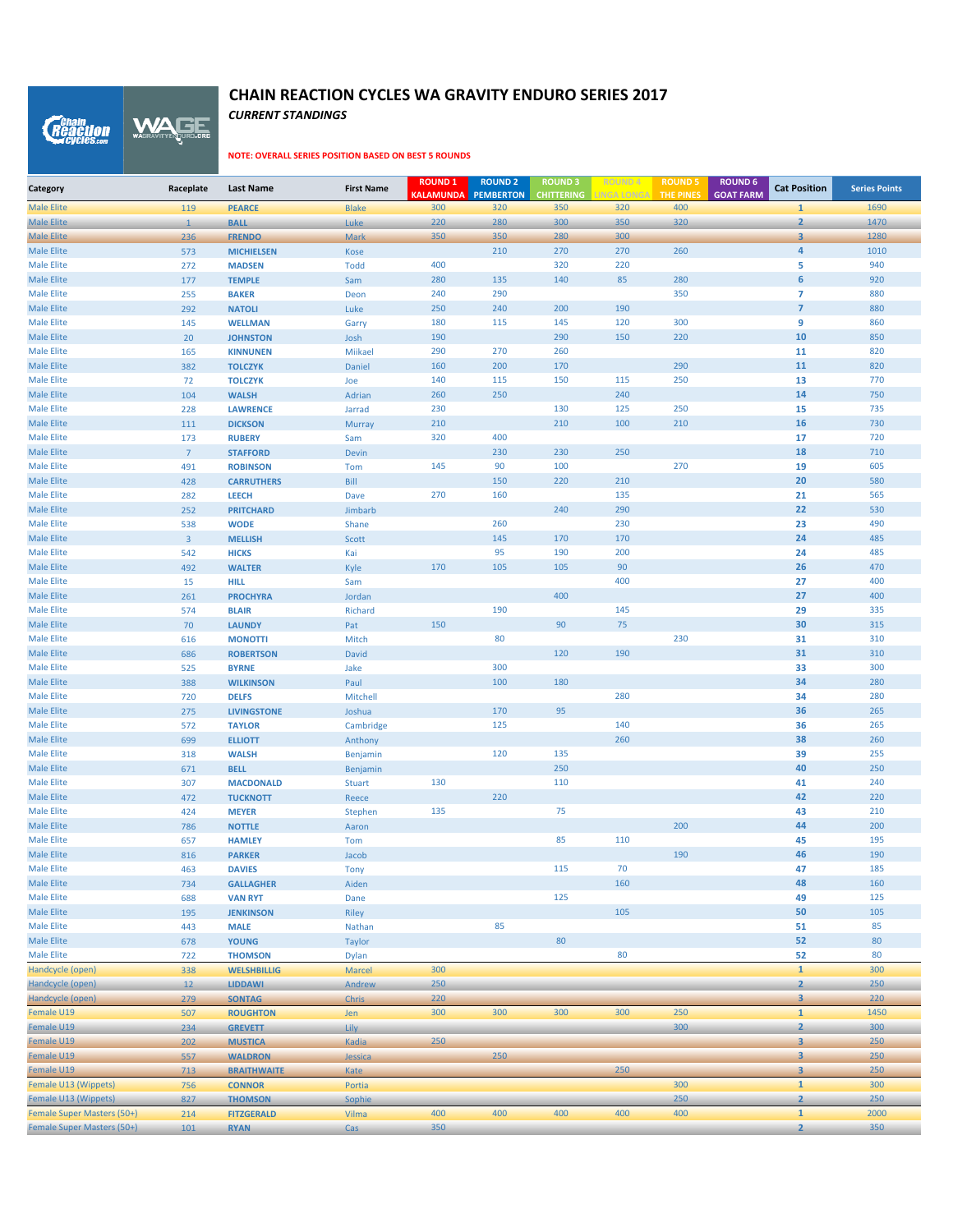# CHAIN REACTION CYCLES WA GRAVITY ENDURO SERIES 2017

***CURRENT STANDINGS***

**NOTE: OVERALL SERIES POSITION BASED ON BEST 5 ROUNDS**

| Category | Raceplate | Last Name | First Name | ROUND 1 KALAMUNDA | ROUND 2 PEMBERTON | ROUND 3 CHITTERING | ROUND 4 LINGA LONGA | ROUND 5 THE PINES | ROUND 6 GOAT FARM | Cat Position | Series Points |
|---|---|---|---|---|---|---|---|---|---|---|---|
| Male Elite | 119 | PEARCE | Blake | 300 | 320 | 350 | 320 | 400 | | 1 | 1690 |
| Male Elite | 1 | BALL | Luke | 220 | 280 | 300 | 350 | 320 | | 2 | 1470 |
| Male Elite | 236 | FRENDO | Mark | 350 | 350 | 280 | 300 | | | 3 | 1280 |
| Male Elite | 573 | MICHIELSEN | Kose | | 210 | 270 | 270 | 260 | | 4 | 1010 |
| Male Elite | 272 | MADSEN | Todd | 400 | | 320 | 220 | | | 5 | 940 |
| Male Elite | 177 | TEMPLE | Sam | 280 | 135 | 140 | 85 | 280 | | 6 | 920 |
| Male Elite | 255 | BAKER | Deon | 240 | 290 | | | 350 | | 7 | 880 |
| Male Elite | 292 | NATOLI | Luke | 250 | 240 | 200 | 190 | | | 7 | 880 |
| Male Elite | 145 | WELLMAN | Garry | 180 | 115 | 145 | 120 | 300 | | 9 | 860 |
| Male Elite | 20 | JOHNSTON | Josh | 190 | | 290 | 150 | 220 | | 10 | 850 |
| Male Elite | 165 | KINNUNEN | Miikael | 290 | 270 | 260 | | | | 11 | 820 |
| Male Elite | 382 | TOLCZYK | Daniel | 160 | 200 | 170 | | 290 | | 11 | 820 |
| Male Elite | 72 | TOLCZYK | Joe | 140 | 115 | 150 | 115 | 250 | | 13 | 770 |
| Male Elite | 104 | WALSH | Adrian | 260 | 250 | | 240 | | | 14 | 750 |
| Male Elite | 228 | LAWRENCE | Jarrad | 230 | | 130 | 125 | 250 | | 15 | 735 |
| Male Elite | 111 | DICKSON | Murray | 210 | | 210 | 100 | 210 | | 16 | 730 |
| Male Elite | 173 | RUBERY | Sam | 320 | 400 | | | | | 17 | 720 |
| Male Elite | 7 | STAFFORD | Devin | | 230 | 230 | 250 | | | 18 | 710 |
| Male Elite | 491 | ROBINSON | Tom | 145 | 90 | 100 | | 270 | | 19 | 605 |
| Male Elite | 428 | CARRUTHERS | Bill | | 150 | 220 | 210 | | | 20 | 580 |
| Male Elite | 282 | LEECH | Dave | 270 | 160 | | 135 | | | 21 | 565 |
| Male Elite | 252 | PRITCHARD | Jimbarb | | | 240 | 290 | | | 22 | 530 |
| Male Elite | 538 | WODE | Shane | | 260 | | 230 | | | 23 | 490 |
| Male Elite | 3 | MELLISH | Scott | | 145 | 170 | 170 | | | 24 | 485 |
| Male Elite | 542 | HICKS | Kai | | 95 | 190 | 200 | | | 24 | 485 |
| Male Elite | 492 | WALTER | Kyle | 170 | 105 | 105 | 90 | | | 26 | 470 |
| Male Elite | 15 | HILL | Sam | | | | 400 | | | 27 | 400 |
| Male Elite | 261 | PROCHYRA | Jordan | | | 400 | | | | 27 | 400 |
| Male Elite | 574 | BLAIR | Richard | | 190 | | 145 | | | 29 | 335 |
| Male Elite | 70 | LAUNDY | Pat | 150 | | 90 | 75 | | | 30 | 315 |
| Male Elite | 616 | MONOTTI | Mitch | | 80 | | | 230 | | 31 | 310 |
| Male Elite | 686 | ROBERTSON | David | | | 120 | 190 | | | 31 | 310 |
| Male Elite | 525 | BYRNE | Jake | | 300 | | | | | 33 | 300 |
| Male Elite | 388 | WILKINSON | Paul | | 100 | 180 | | | | 34 | 280 |
| Male Elite | 720 | DELFS | Mitchell | | | | 280 | | | 34 | 280 |
| Male Elite | 275 | LIVINGSTONE | Joshua | | 170 | 95 | | | | 36 | 265 |
| Male Elite | 572 | TAYLOR | Cambridge | | 125 | | 140 | | | 36 | 265 |
| Male Elite | 699 | ELLIOTT | Anthony | | | | 260 | | | 38 | 260 |
| Male Elite | 318 | WALSH | Benjamin | | 120 | 135 | | | | 39 | 255 |
| Male Elite | 671 | BELL | Benjamin | | | 250 | | | | 40 | 250 |
| Male Elite | 307 | MACDONALD | Stuart | 130 | | 110 | | | | 41 | 240 |
| Male Elite | 472 | TUCKNOTT | Reece | | 220 | | | | | 42 | 220 |
| Male Elite | 424 | MEYER | Stephen | 135 | | 75 | | | | 43 | 210 |
| Male Elite | 786 | NOTTLE | Aaron | | | | | 200 | | 44 | 200 |
| Male Elite | 657 | HAMLEY | Tom | | | 85 | 110 | | | 45 | 195 |
| Male Elite | 816 | PARKER | Jacob | | | | | 190 | | 46 | 190 |
| Male Elite | 463 | DAVIES | Tony | | | 115 | 70 | | | 47 | 185 |
| Male Elite | 734 | GALLAGHER | Aiden | | | | 160 | | | 48 | 160 |
| Male Elite | 688 | VAN RYT | Dane | | | 125 | | | | 49 | 125 |
| Male Elite | 195 | JENKINSON | Riley | | | | 105 | | | 50 | 105 |
| Male Elite | 443 | MALE | Nathan | | 85 | | | | | 51 | 85 |
| Male Elite | 678 | YOUNG | Taylor | | | 80 | | | | 52 | 80 |
| Male Elite | 722 | THOMSON | Dylan | | | | 80 | | | 52 | 80 |
| Handcycle (open) | 338 | WELSHBILLIG | Marcel | 300 | | | | | | 1 | 300 |
| Handcycle (open) | 12 | LIDDAWI | Andrew | 250 | | | | | | 2 | 250 |
| Handcycle (open) | 279 | SONTAG | Chris | 220 | | | | | | 3 | 220 |
| Female U19 | 507 | ROUGHTON | Jen | 300 | 300 | 300 | 300 | 250 | | 1 | 1450 |
| Female U19 | 234 | GREVETT | Lily | | | | | 300 | | 2 | 300 |
| Female U19 | 202 | MUSTICA | Kadia | 250 | | | | | | 3 | 250 |
| Female U19 | 557 | WALDRON | Jessica | | 250 | | | | | 3 | 250 |
| Female U19 | 713 | BRAITHWAITE | Kate | | | | 250 | | | 3 | 250 |
| Female U13 (Wippets) | 756 | CONNOR | Portia | | | | | 300 | | 1 | 300 |
| Female U13 (Wippets) | 827 | THOMSON | Sophie | | | | | 250 | | 2 | 250 |
| Female Super Masters (50+) | 214 | FITZGERALD | Vilma | 400 | 400 | 400 | 400 | 400 | | 1 | 2000 |
| Female Super Masters (50+) | 101 | RYAN | Cas | 350 | | | | | | 2 | 350 |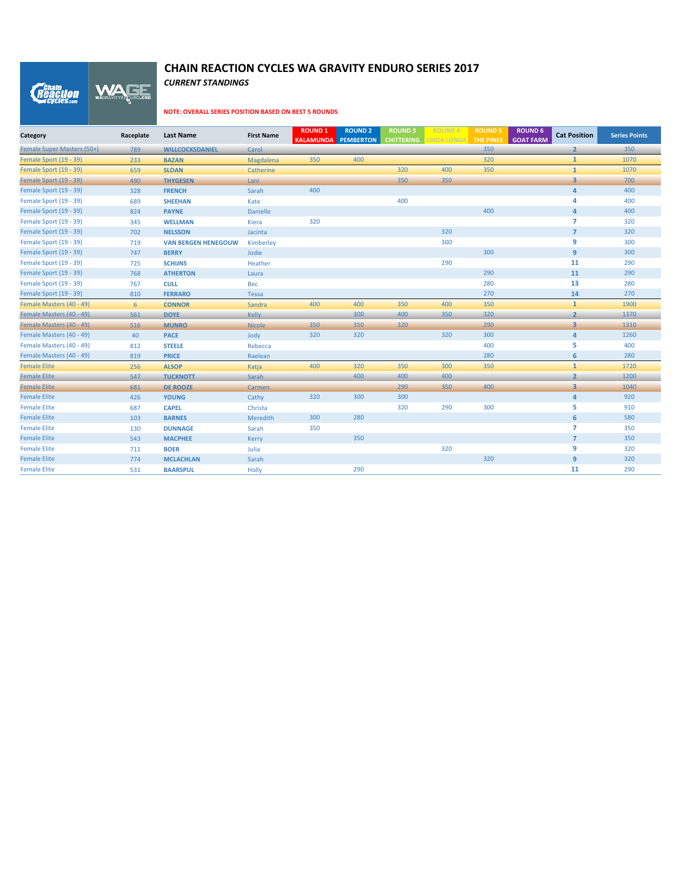# CHAIN REACTION CYCLES WA GRAVITY ENDURO SERIES 2017

***CURRENT STANDINGS***

**NOTE: OVERALL SERIES POSITION BASED ON BEST 5 ROUNDS**

| Category | Raceplate | Last Name | First Name | ROUND 1 KALAMUNDA | ROUND 2 PEMBERTON | ROUND 3 CHITTERING | ROUND 4 LINGA LONGA | ROUND 5 THE PINES | ROUND 6 GOAT FARM | Cat Position | Series Points |
|---|---|---|---|---|---|---|---|---|---|---|---|
| Female Super Masters (50+) | 789 | WILLCOCKSDANIEL | Carol | | | | | 350 | | 2 | 350 |
| Female Sport (19 - 39) | 233 | BAZAN | Magdalena | 350 | 400 | | | 320 | | 1 | 1070 |
| Female Sport (19 - 39) | 659 | SLOAN | Catherine | | | 320 | 400 | 350 | | 1 | 1070 |
| Female Sport (19 - 39) | 490 | THYGESEN | Lani | | | 350 | 350 | | | 3 | 700 |
| Female Sport (19 - 39) | 328 | FRENCH | Sarah | 400 | | | | | | 4 | 400 |
| Female Sport (19 - 39) | 689 | SHEEHAN | Kate | | | 400 | | | | 4 | 400 |
| Female Sport (19 - 39) | 824 | PAYNE | Danielle | | | | | 400 | | 4 | 400 |
| Female Sport (19 - 39) | 345 | WELLMAN | Kiera | 320 | | | | | | 7 | 320 |
| Female Sport (19 - 39) | 702 | NELSSON | Jacinta | | | | 320 | | | 7 | 320 |
| Female Sport (19 - 39) | 719 | VAN BERGEN HENEGOUW | Kimberley | | | | 300 | | | 9 | 300 |
| Female Sport (19 - 39) | 747 | BERRY | Jodie | | | | | 300 | | 9 | 300 |
| Female Sport (19 - 39) | 725 | SCHIJNS | Heather | | | | 290 | | | 11 | 290 |
| Female Sport (19 - 39) | 768 | ATHERTON | Laura | | | | | 290 | | 11 | 290 |
| Female Sport (19 - 39) | 767 | CULL | Bec | | | | | 280 | | 13 | 280 |
| Female Sport (19 - 39) | 810 | FERRARO | Tessa | | | | | 270 | | 14 | 270 |
| Female Masters (40 - 49) | 6 | CONNOR | Sandra | 400 | 400 | 350 | 400 | 350 | | 1 | 1900 |
| Female Masters (40 - 49) | 561 | DOYE | Kelly | | 300 | 400 | 350 | 320 | | 2 | 1370 |
| Female Masters (40 - 49) | 516 | MUNRO | Nicole | 350 | 350 | 320 | | 290 | | 3 | 1310 |
| Female Masters (40 - 49) | 40 | PACE | Jody | 320 | 320 | | 320 | 300 | | 4 | 1260 |
| Female Masters (40 - 49) | 812 | STEELE | Rebecca | | | | | 400 | | 5 | 400 |
| Female Masters (40 - 49) | 819 | PRICE | Raelean | | | | | 280 | | 6 | 280 |
| Female Elite | 256 | ALSOP | Katja | 400 | 320 | 350 | 300 | 350 | | 1 | 1720 |
| Female Elite | 547 | TUCKNOTT | Sarah | | 400 | 400 | 400 | | | 2 | 1200 |
| Female Elite | 681 | DE ROOZE | Carmen | | | 290 | 350 | 400 | | 3 | 1040 |
| Female Elite | 426 | YOUNG | Cathy | 320 | 300 | 300 | | | | 4 | 920 |
| Female Elite | 687 | CAPEL | Christa | | | 320 | 290 | 300 | | 5 | 910 |
| Female Elite | 103 | BARNES | Meredith | 300 | 280 | | | | | 6 | 580 |
| Female Elite | 130 | DUNNAGE | Sarah | 350 | | | | | | 7 | 350 |
| Female Elite | 543 | MACPHEE | Kerry | | 350 | | | | | 7 | 350 |
| Female Elite | 711 | BOER | Julia | | | | 320 | | | 9 | 320 |
| Female Elite | 774 | MCLACHLAN | Sarah | | | | | 320 | | 9 | 320 |
| Female Elite | 531 | BAARSPUL | Holly | | 290 | | | | | 11 | 290 |